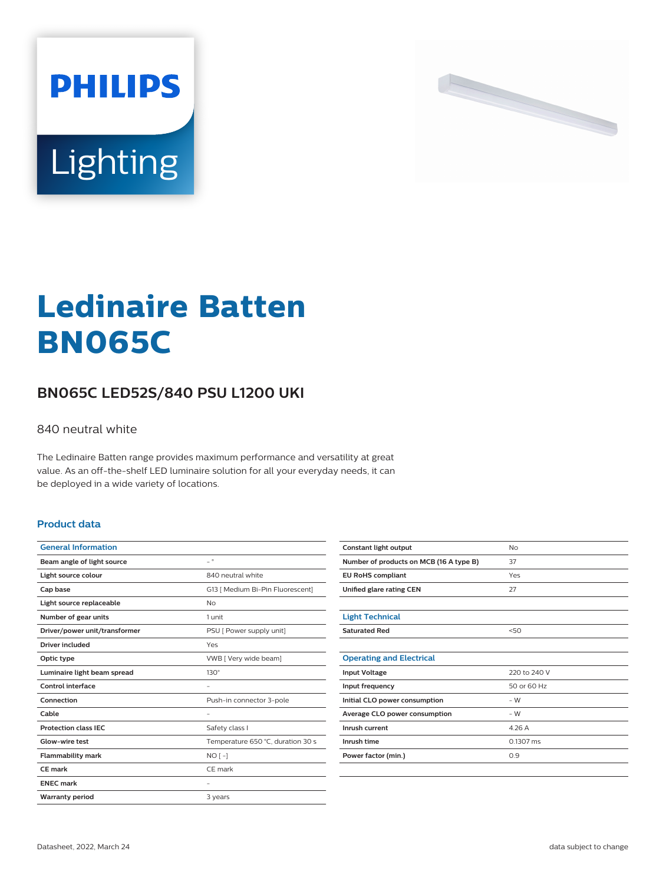PHILIPS

Lighting

# Ledinaire Batten BN065C

## BN065C LED52S/840 PSU L1200 UKI

840 neutral white

The Ledinaire Batten range provides maximum performance and versatility at great value. As an off-the-shelf LED luminaire solution for all your everyday needs, it can be deployed in a wide variety of locations.

### Product data

| General Information | |
|---|---|
| Beam angle of light source | - ° |
| Light source colour | 840 neutral white |
| Cap base | G13 [ Medium Bi-Pin Fluorescent] |
| Light source replaceable | No |
| Number of gear units | 1 unit |
| Driver/power unit/transformer | PSU [ Power supply unit] |
| Driver included | Yes |
| Optic type | VWB [ Very wide beam] |
| Luminaire light beam spread | 130° |
| Control interface | - |
| Connection | Push-in connector 3-pole |
| Cable | - |
| Protection class IEC | Safety class I |
| Glow-wire test | Temperature 650 °C, duration 30 s |
| Flammability mark | NO [ -] |
| CE mark | CE mark |
| ENEC mark | - |
| Warranty period | 3 years |
| Constant light output | No |
| Number of products on MCB (16 A type B) | 37 |
| EU RoHS compliant | Yes |
| Unified glare rating CEN | 27 |

| Light Technical | |
|---|---|
| Saturated Red | <50 |

| Operating and Electrical | |
|---|---|
| Input Voltage | 220 to 240 V |
| Input frequency | 50 or 60 Hz |
| Initial CLO power consumption | - W |
| Average CLO power consumption | - W |
| Inrush current | 4.26 A |
| Inrush time | 0.1307 ms |
| Power factor (min.) | 0.9 |

Datasheet, 2022, March 24

data subject to change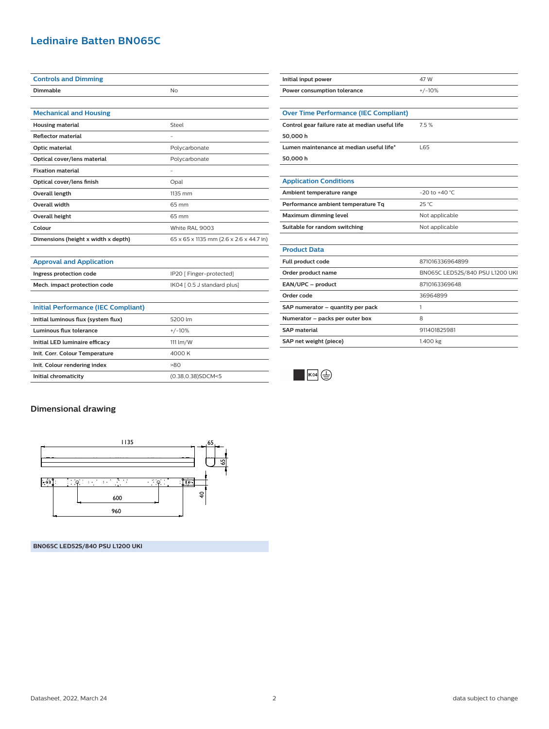# Ledinaire Batten BN065C

| Controls and Dimming | |
|---|---|
| Dimmable | No |

| Mechanical and Housing | |
|---|---|
| Housing material | Steel |
| Reflector material | - |
| Optic material | Polycarbonate |
| Optical cover/lens material | Polycarbonate |
| Fixation material | - |
| Optical cover/lens finish | Opal |
| Overall length | 1135 mm |
| Overall width | 65 mm |
| Overall height | 65 mm |
| Colour | White RAL 9003 |
| Dimensions (height x width x depth) | 65 x 65 x 1135 mm (2.6 x 2.6 x 44.7 in) |

| Approval and Application | |
|---|---|
| Ingress protection code | IP20 [ Finger-protected] |
| Mech. impact protection code | IK04 [ 0.5 J standard plus] |

| Initial Performance (IEC Compliant) | |
|---|---|
| Initial luminous flux (system flux) | 5200 lm |
| Luminous flux tolerance | +/-10% |
| Initial LED luminaire efficacy | 111 lm/W |
| Init. Corr. Colour Temperature | 4000 K |
| Init. Colour rendering index | >80 |
| Initial chromaticity | (0.38,0.38)SDCM<5 |

| | |
|---|---|
| Initial input power | 47 W |
| Power consumption tolerance | +/-10% |

| Over Time Performance (IEC Compliant) | |
|---|---|
| Control gear failure rate at median useful life 50,000 h | 7.5 % |
| Lumen maintenance at median useful life* 50,000 h | L65 |

| Application Conditions | |
|---|---|
| Ambient temperature range | -20 to +40 °C |
| Performance ambient temperature Tq | 25 °C |
| Maximum dimming level | Not applicable |
| Suitable for random switching | Not applicable |

| Product Data | |
|---|---|
| Full product code | 871016336964899 |
| Order product name | BN065C LED52S/840 PSU L1200 UKI |
| EAN/UPC – product | 8710163369648 |
| Order code | 36964899 |
| SAP numerator – quantity per pack | 1 |
| Numerator – packs per outer box | 8 |
| SAP material | 911401825981 |
| SAP net weight (piece) | 1.400 kg |

## Dimensional drawing

1135, 65, 65, 600, 960, 40

**BN065C LED52S/840 PSU L1200 UKI**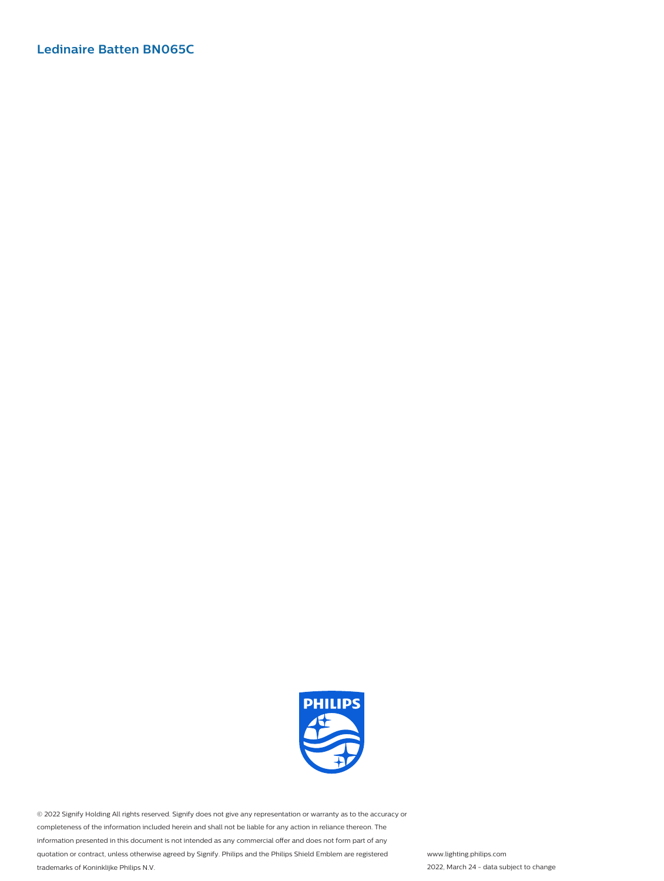© 2022 Signify Holding All rights reserved. Signify does not give any representation or warranty as to the accuracy or completeness of the information included herein and shall not be liable for any action in reliance thereon. The information presented in this document is not intended as any commercial offer and does not form part of any quotation or contract, unless otherwise agreed by Signify. Philips and the Philips Shield Emblem are registered trademarks of Koninklijke Philips N.V.

www.lighting.philips.com

2022, March 24 - data subject to change